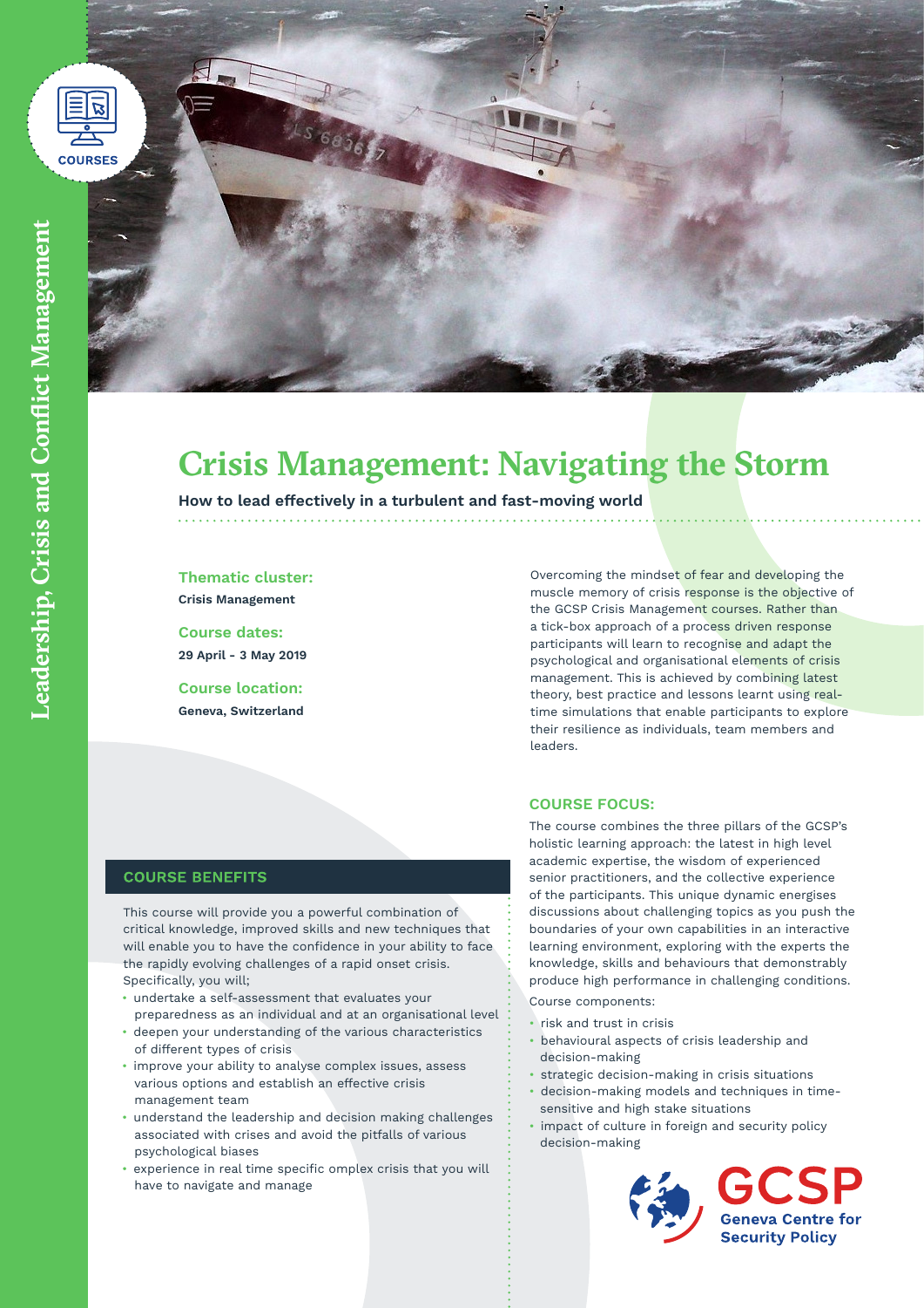COURSES

Leadership, Crisis and Conflict Management

# Crisis Management: Navigating the Storm

**How to lead effectively in a turbulent and fast-moving world**

## Thematic cluster:

**Crisis Management**

## Course dates:

**29 April - 3 May 2019**

## Course location:

**Geneva, Switzerland**

Overcoming the mindset of fear and developing the muscle memory of crisis response is the objective of the GCSP Crisis Management courses. Rather than a tick-box approach of a process driven response participants will learn to recognise and adapt the psychological and organisational elements of crisis management. This is achieved by combining latest theory, best practice and lessons learnt using real-time simulations that enable participants to explore their resilience as individuals, team members and leaders.

## COURSE FOCUS:

The course combines the three pillars of the GCSP's holistic learning approach: the latest in high level academic expertise, the wisdom of experienced senior practitioners, and the collective experience of the participants. This unique dynamic energises discussions about challenging topics as you push the boundaries of your own capabilities in an interactive learning environment, exploring with the experts the knowledge, skills and behaviours that demonstrably produce high performance in challenging conditions.

Course components:

- risk and trust in crisis
- behavioural aspects of crisis leadership and decision-making
- strategic decision-making in crisis situations
- decision-making models and techniques in time-sensitive and high stake situations
- impact of culture in foreign and security policy decision-making

## COURSE BENEFITS

This course will provide you a powerful combination of critical knowledge, improved skills and new techniques that will enable you to have the confidence in your ability to face the rapidly evolving challenges of a rapid onset crisis. Specifically, you will;

- undertake a self-assessment that evaluates your preparedness as an individual and at an organisational level
- deepen your understanding of the various characteristics of different types of crisis
- improve your ability to analyse complex issues, assess various options and establish an effective crisis management team
- understand the leadership and decision making challenges associated with crises and avoid the pitfalls of various psychological biases
- experience in real time specific omplex crisis that you will have to navigate and manage

GCSP
Geneva Centre for Security Policy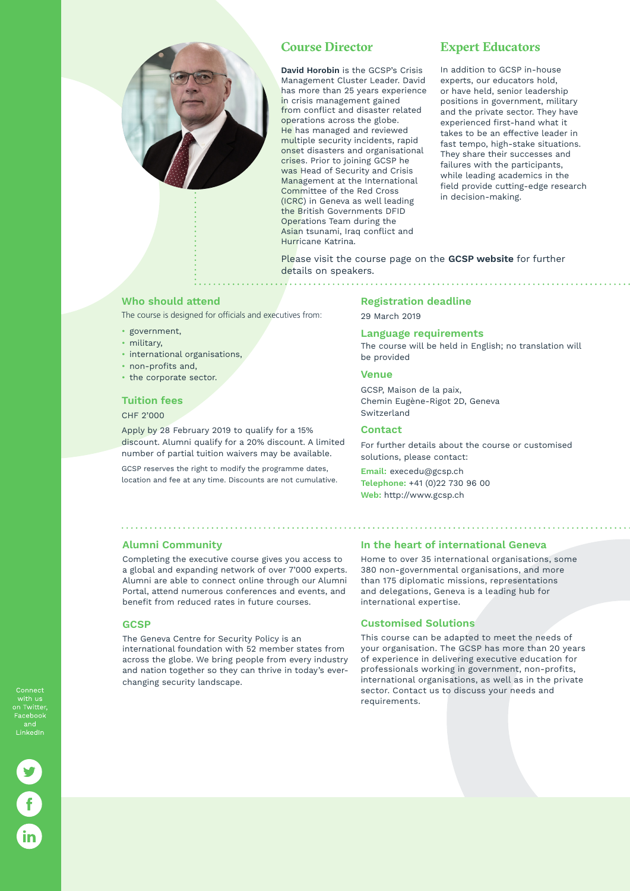## Course Director

**David Horobin** is the GCSP's Crisis Management Cluster Leader. David has more than 25 years experience in crisis management gained from conflict and disaster related operations across the globe. He has managed and reviewed multiple security incidents, rapid onset disasters and organisational crises. Prior to joining GCSP he was Head of Security and Crisis Management at the International Committee of the Red Cross (ICRC) in Geneva as well leading the British Governments DFID Operations Team during the Asian tsunami, Iraq conflict and Hurricane Katrina.

## Expert Educators

In addition to GCSP in-house experts, our educators hold, or have held, senior leadership positions in government, military and the private sector. They have experienced first-hand what it takes to be an effective leader in fast tempo, high-stake situations. They share their successes and failures with the participants, while leading academics in the field provide cutting-edge research in decision-making.

Please visit the course page on the **GCSP website** for further details on speakers.

### Who should attend

The course is designed for officials and executives from:

- government,
- military,
- international organisations,
- non-profits and,
- the corporate sector.

### Tuition fees

CHF 2'000

Apply by 28 February 2019 to qualify for a 15% discount. Alumni qualify for a 20% discount. A limited number of partial tuition waivers may be available.

GCSP reserves the right to modify the programme dates, location and fee at any time. Discounts are not cumulative.

### Registration deadline

29 March 2019

### Language requirements

The course will be held in English; no translation will be provided

### Venue

GCSP, Maison de la paix,
Chemin Eugène-Rigot 2D, Geneva
Switzerland

### Contact

For further details about the course or customised solutions, please contact:

**Email:** execedu@gcsp.ch
**Telephone:** +41 (0)22 730 96 00
**Web:** http://www.gcsp.ch

### Alumni Community

Completing the executive course gives you access to a global and expanding network of over 7'000 experts. Alumni are able to connect online through our Alumni Portal, attend numerous conferences and events, and benefit from reduced rates in future courses.

### GCSP

The Geneva Centre for Security Policy is an international foundation with 52 member states from across the globe. We bring people from every industry and nation together so they can thrive in today's ever-changing security landscape.

### In the heart of international Geneva

Home to over 35 international organisations, some 380 non-governmental organisations, and more than 175 diplomatic missions, representations and delegations, Geneva is a leading hub for international expertise.

### Customised Solutions

This course can be adapted to meet the needs of your organisation. The GCSP has more than 20 years of experience in delivering executive education for professionals working in government, non-profits, international organisations, as well as in the private sector. Contact us to discuss your needs and requirements.

Connect with us on Twitter, Facebook and LinkedIn